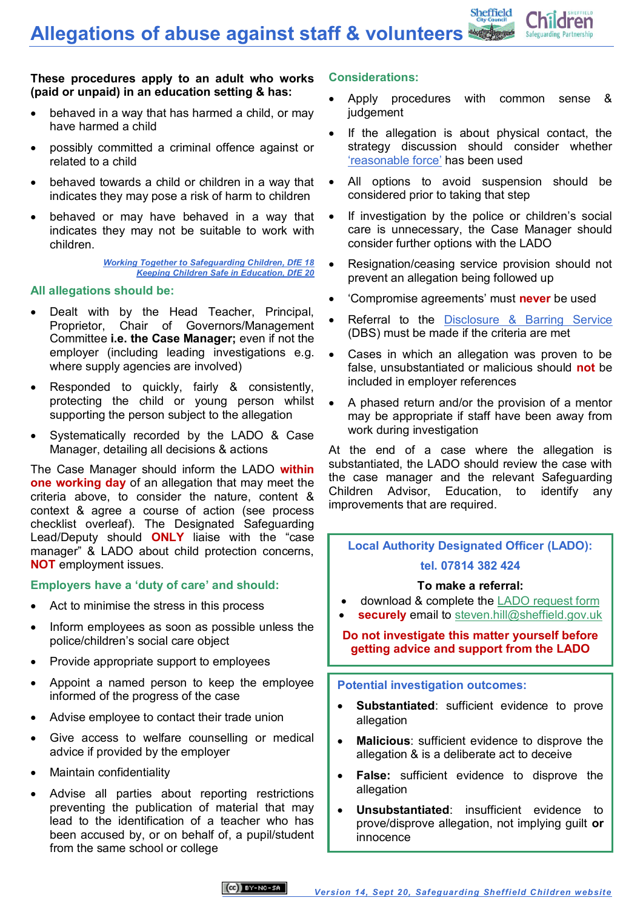# Allegations of abuse against staff & volunteers

**These procedures apply to an adult who works (paid or unpaid) in an education setting & has:**

- behaved in a way that has harmed a child, or may have harmed a child
- possibly committed a criminal offence against or related to a child
- behaved towards a child or children in a way that indicates they may pose a risk of harm to children
- behaved or may have behaved in a way that indicates they may not be suitable to work with children.

*Working Together to Safeguarding Children, DfE 18*
*Keeping Children Safe in Education, DfE 20*

## All allegations should be:

- Dealt with by the Head Teacher, Principal, Proprietor, Chair of Governors/Management Committee **i.e. the Case Manager;** even if not the employer (including leading investigations e.g. where supply agencies are involved)
- Responded to quickly, fairly & consistently, protecting the child or young person whilst supporting the person subject to the allegation
- Systematically recorded by the LADO & Case Manager, detailing all decisions & actions

The Case Manager should inform the LADO **within one working day** of an allegation that may meet the criteria above, to consider the nature, content & context & agree a course of action (see process checklist overleaf). The Designated Safeguarding Lead/Deputy should **ONLY** liaise with the "case manager" & LADO about child protection concerns, **NOT** employment issues.

## Employers have a 'duty of care' and should:

- Act to minimise the stress in this process
- Inform employees as soon as possible unless the police/children's social care object
- Provide appropriate support to employees
- Appoint a named person to keep the employee informed of the progress of the case
- Advise employee to contact their trade union
- Give access to welfare counselling or medical advice if provided by the employer
- Maintain confidentiality
- Advise all parties about reporting restrictions preventing the publication of material that may lead to the identification of a teacher who has been accused by, or on behalf of, a pupil/student from the same school or college

## Considerations:

- Apply procedures with common sense & judgement
- If the allegation is about physical contact, the strategy discussion should consider whether 'reasonable force' has been used
- All options to avoid suspension should be considered prior to taking that step
- If investigation by the police or children's social care is unnecessary, the Case Manager should consider further options with the LADO
- Resignation/ceasing service provision should not prevent an allegation being followed up
- 'Compromise agreements' must **never** be used
- Referral to the Disclosure & Barring Service (DBS) must be made if the criteria are met
- Cases in which an allegation was proven to be false, unsubstantiated or malicious should **not** be included in employer references
- A phased return and/or the provision of a mentor may be appropriate if staff have been away from work during investigation

At the end of a case where the allegation is substantiated, the LADO should review the case with the case manager and the relevant Safeguarding Children Advisor, Education, to identify any improvements that are required.

### Local Authority Designated Officer (LADO):

**tel. 07814 382 424**

**To make a referral:**

- download & complete the LADO request form
- **securely** email to steven.hill@sheffield.gov.uk

**Do not investigate this matter yourself before getting advice and support from the LADO**

### Potential investigation outcomes:

- **Substantiated**: sufficient evidence to prove allegation
- **Malicious**: sufficient evidence to disprove the allegation & is a deliberate act to deceive
- **False:** sufficient evidence to disprove the allegation
- **Unsubstantiated**: insufficient evidence to prove/disprove allegation, not implying guilt **or** innocence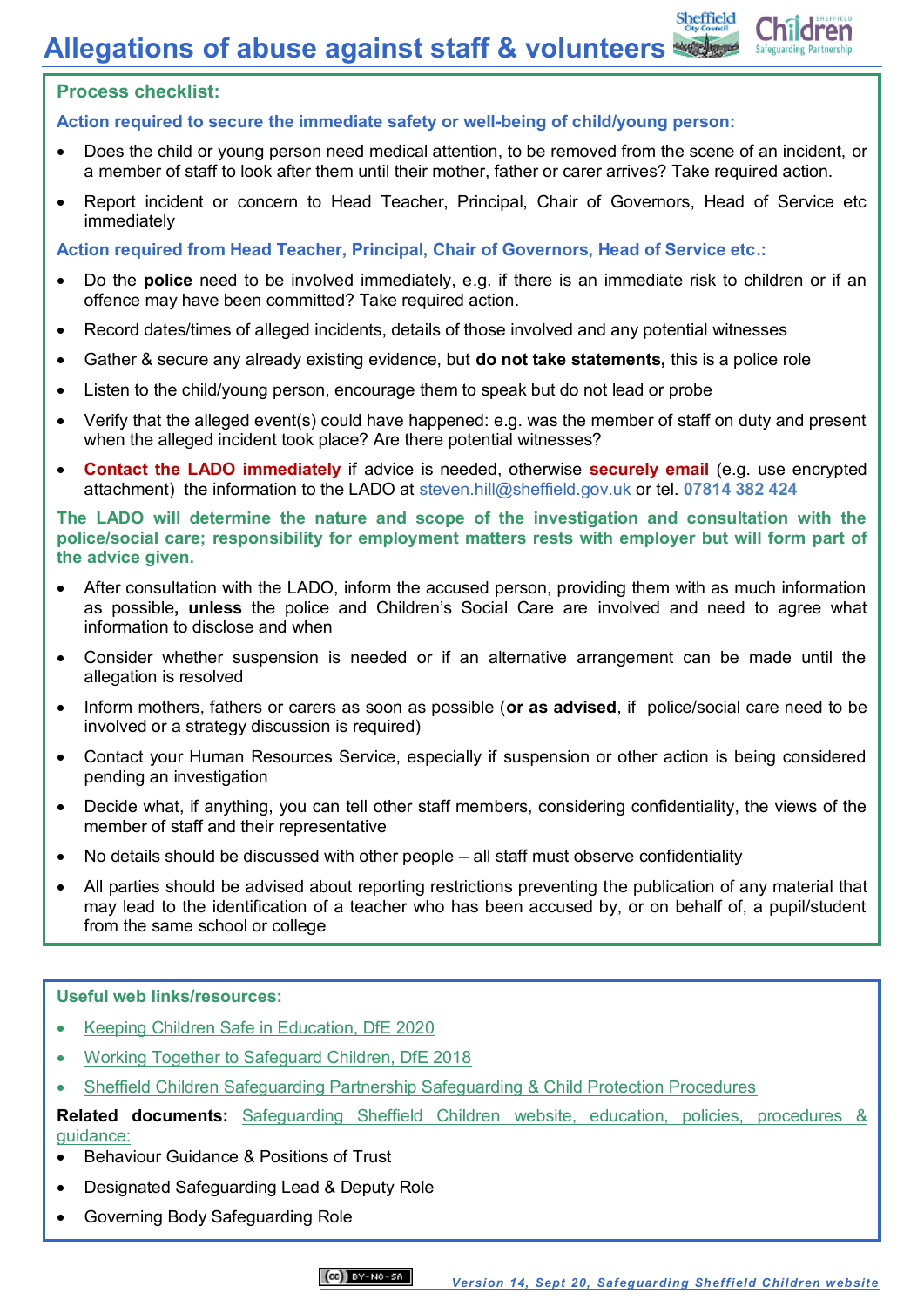# Allegations of abuse against staff & volunteers

## Process checklist:

### Action required to secure the immediate safety or well-being of child/young person:

- Does the child or young person need medical attention, to be removed from the scene of an incident, or a member of staff to look after them until their mother, father or carer arrives? Take required action.
- Report incident or concern to Head Teacher, Principal, Chair of Governors, Head of Service etc immediately

### Action required from Head Teacher, Principal, Chair of Governors, Head of Service etc.:

- Do the **police** need to be involved immediately, e.g. if there is an immediate risk to children or if an offence may have been committed? Take required action.
- Record dates/times of alleged incidents, details of those involved and any potential witnesses
- Gather & secure any already existing evidence, but **do not take statements,** this is a police role
- Listen to the child/young person, encourage them to speak but do not lead or probe
- Verify that the alleged event(s) could have happened: e.g. was the member of staff on duty and present when the alleged incident took place? Are there potential witnesses?
- **Contact the LADO immediately** if advice is needed, otherwise **securely email** (e.g. use encrypted attachment) the information to the LADO at steven.hill@sheffield.gov.uk or tel. **07814 382 424**

**The LADO will determine the nature and scope of the investigation and consultation with the police/social care; responsibility for employment matters rests with employer but will form part of the advice given.**

- After consultation with the LADO, inform the accused person, providing them with as much information as possible**, unless** the police and Children's Social Care are involved and need to agree what information to disclose and when
- Consider whether suspension is needed or if an alternative arrangement can be made until the allegation is resolved
- Inform mothers, fathers or carers as soon as possible (**or as advised**, if police/social care need to be involved or a strategy discussion is required)
- Contact your Human Resources Service, especially if suspension or other action is being considered pending an investigation
- Decide what, if anything, you can tell other staff members, considering confidentiality, the views of the member of staff and their representative
- No details should be discussed with other people – all staff must observe confidentiality
- All parties should be advised about reporting restrictions preventing the publication of any material that may lead to the identification of a teacher who has been accused by, or on behalf of, a pupil/student from the same school or college

## Useful web links/resources:

- Keeping Children Safe in Education, DfE 2020
- Working Together to Safeguard Children, DfE 2018
- Sheffield Children Safeguarding Partnership Safeguarding & Child Protection Procedures

**Related documents:** Safeguarding Sheffield Children website, education, policies, procedures & guidance:

- Behaviour Guidance & Positions of Trust
- Designated Safeguarding Lead & Deputy Role
- Governing Body Safeguarding Role

*Version 14, Sept 20, Safeguarding Sheffield Children website*